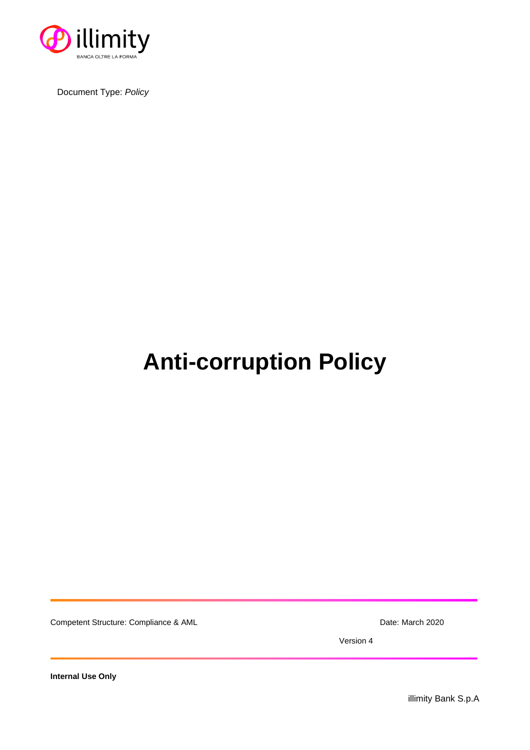illimity

BANCA OLTRE LA FORMA

Document Type: *Policy*

# Anti-corruption Policy

Competent Structure: Compliance & AML

Date: March 2020

Version 4

**Internal Use Only**

illimity Bank S.p.A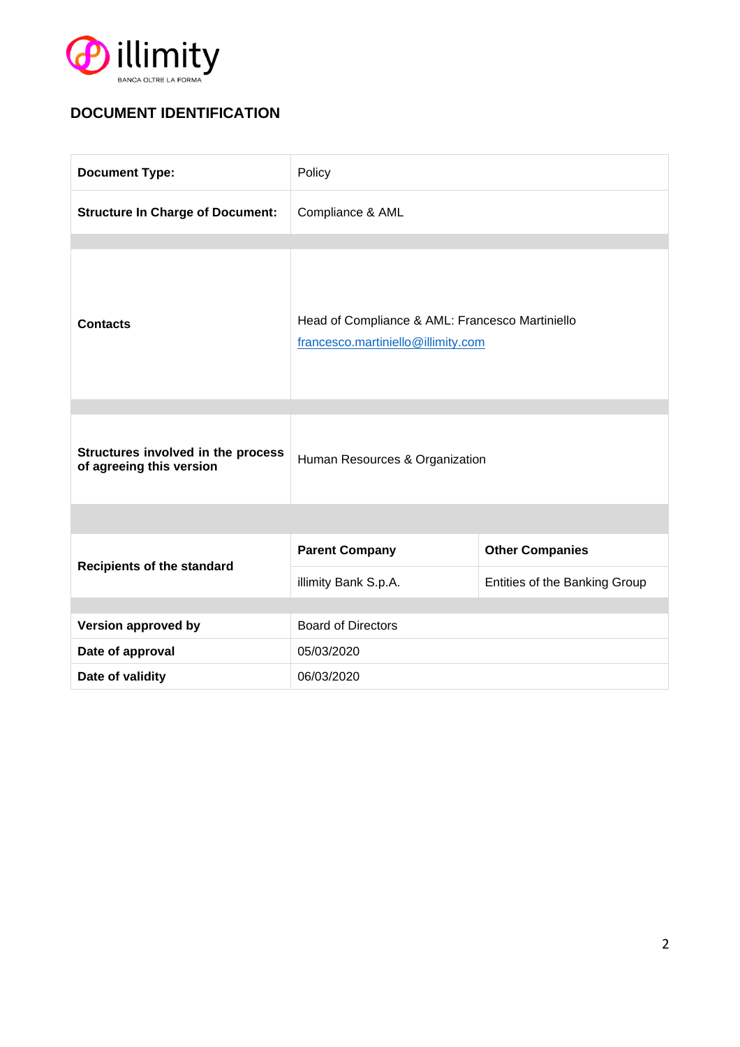## DOCUMENT IDENTIFICATION

| | | |
|---|---|---|
| **Document Type:** | Policy | |
| **Structure In Charge of Document:** | Compliance & AML | |
| **Contacts** | Head of Compliance & AML: Francesco Martiniello<br>francesco.martiniello@illimity.com | |
| **Structures involved in the process of agreeing this version** | Human Resources & Organization | |
| **Recipients of the standard** | **Parent Company** | **Other Companies** |
| | illimity Bank S.p.A. | Entities of the Banking Group |
| **Version approved by** | Board of Directors | |
| **Date of approval** | 05/03/2020 | |
| **Date of validity** | 06/03/2020 | |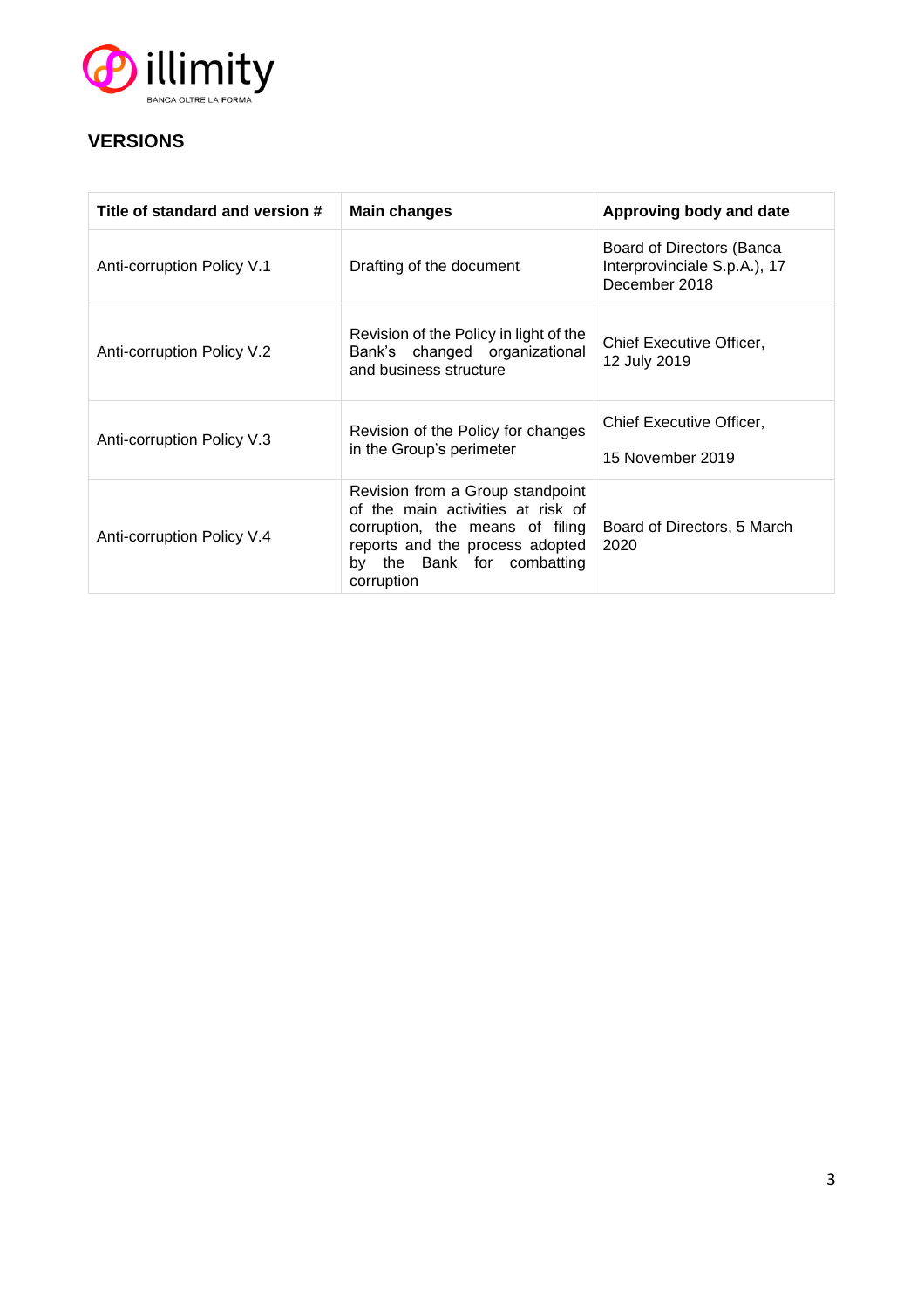## VERSIONS

| Title of standard and version # | Main changes | Approving body and date |
|---|---|---|
| Anti-corruption Policy V.1 | Drafting of the document | Board of Directors (Banca Interprovinciale S.p.A.), 17 December 2018 |
| Anti-corruption Policy V.2 | Revision of the Policy in light of the Bank's changed organizational and business structure | Chief Executive Officer, 12 July 2019 |
| Anti-corruption Policy V.3 | Revision of the Policy for changes in the Group's perimeter | Chief Executive Officer, 15 November 2019 |
| Anti-corruption Policy V.4 | Revision from a Group standpoint of the main activities at risk of corruption, the means of filing reports and the process adopted by the Bank for combatting corruption | Board of Directors, 5 March 2020 |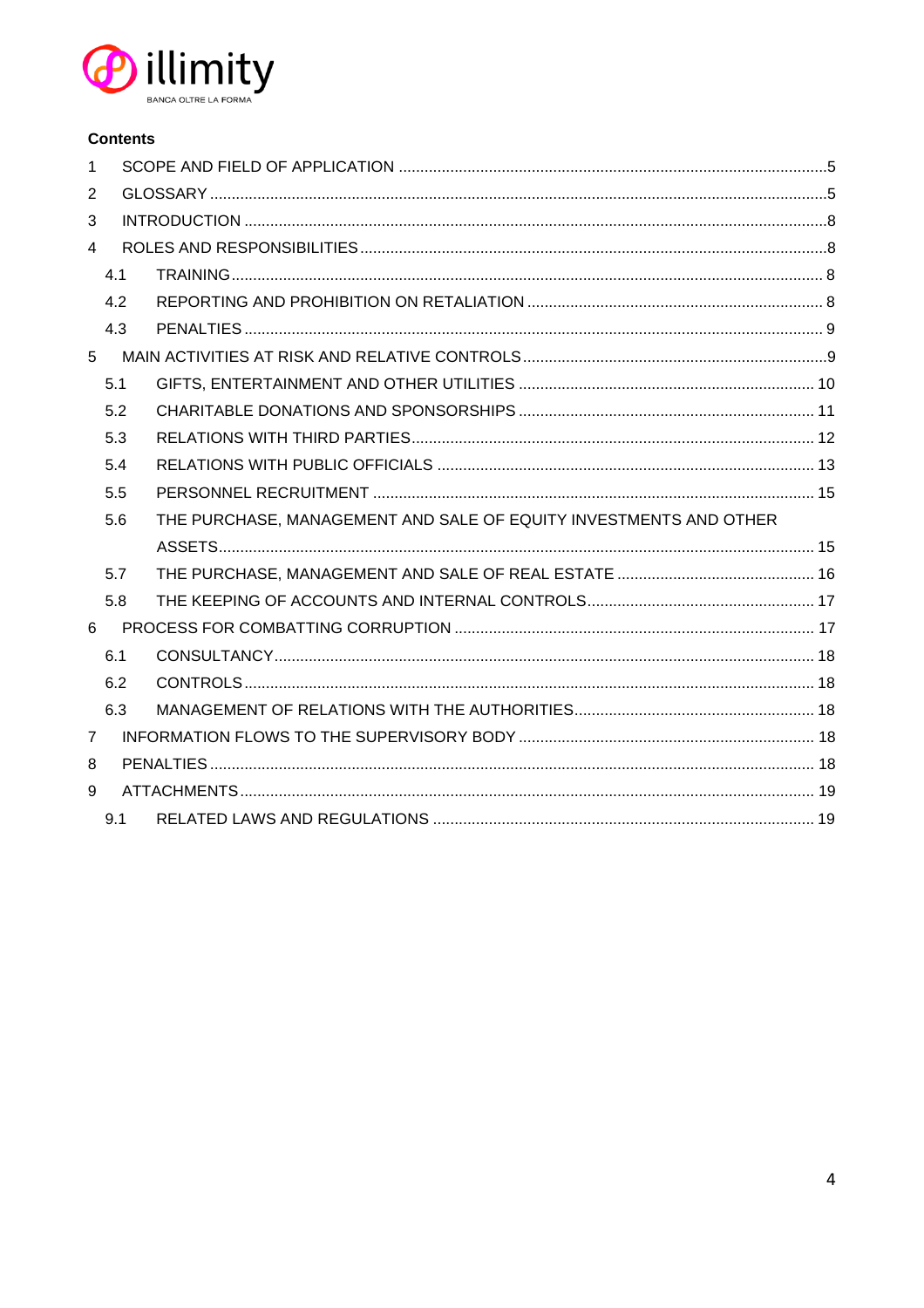**Contents**

1 SCOPE AND FIELD OF APPLICATION ..... 5
2 GLOSSARY ..... 5
3 INTRODUCTION ..... 8
4 ROLES AND RESPONSIBILITIES ..... 8
 4.1 TRAINING ..... 8
 4.2 REPORTING AND PROHIBITION ON RETALIATION ..... 8
 4.3 PENALTIES ..... 9
5 MAIN ACTIVITIES AT RISK AND RELATIVE CONTROLS ..... 9
 5.1 GIFTS, ENTERTAINMENT AND OTHER UTILITIES ..... 10
 5.2 CHARITABLE DONATIONS AND SPONSORSHIPS ..... 11
 5.3 RELATIONS WITH THIRD PARTIES ..... 12
 5.4 RELATIONS WITH PUBLIC OFFICIALS ..... 13
 5.5 PERSONNEL RECRUITMENT ..... 15
 5.6 THE PURCHASE, MANAGEMENT AND SALE OF EQUITY INVESTMENTS AND OTHER ASSETS ..... 15
 5.7 THE PURCHASE, MANAGEMENT AND SALE OF REAL ESTATE ..... 16
 5.8 THE KEEPING OF ACCOUNTS AND INTERNAL CONTROLS ..... 17
6 PROCESS FOR COMBATTING CORRUPTION ..... 17
 6.1 CONSULTANCY ..... 18
 6.2 CONTROLS ..... 18
 6.3 MANAGEMENT OF RELATIONS WITH THE AUTHORITIES ..... 18
7 INFORMATION FLOWS TO THE SUPERVISORY BODY ..... 18
8 PENALTIES ..... 18
9 ATTACHMENTS ..... 19
 9.1 RELATED LAWS AND REGULATIONS ..... 19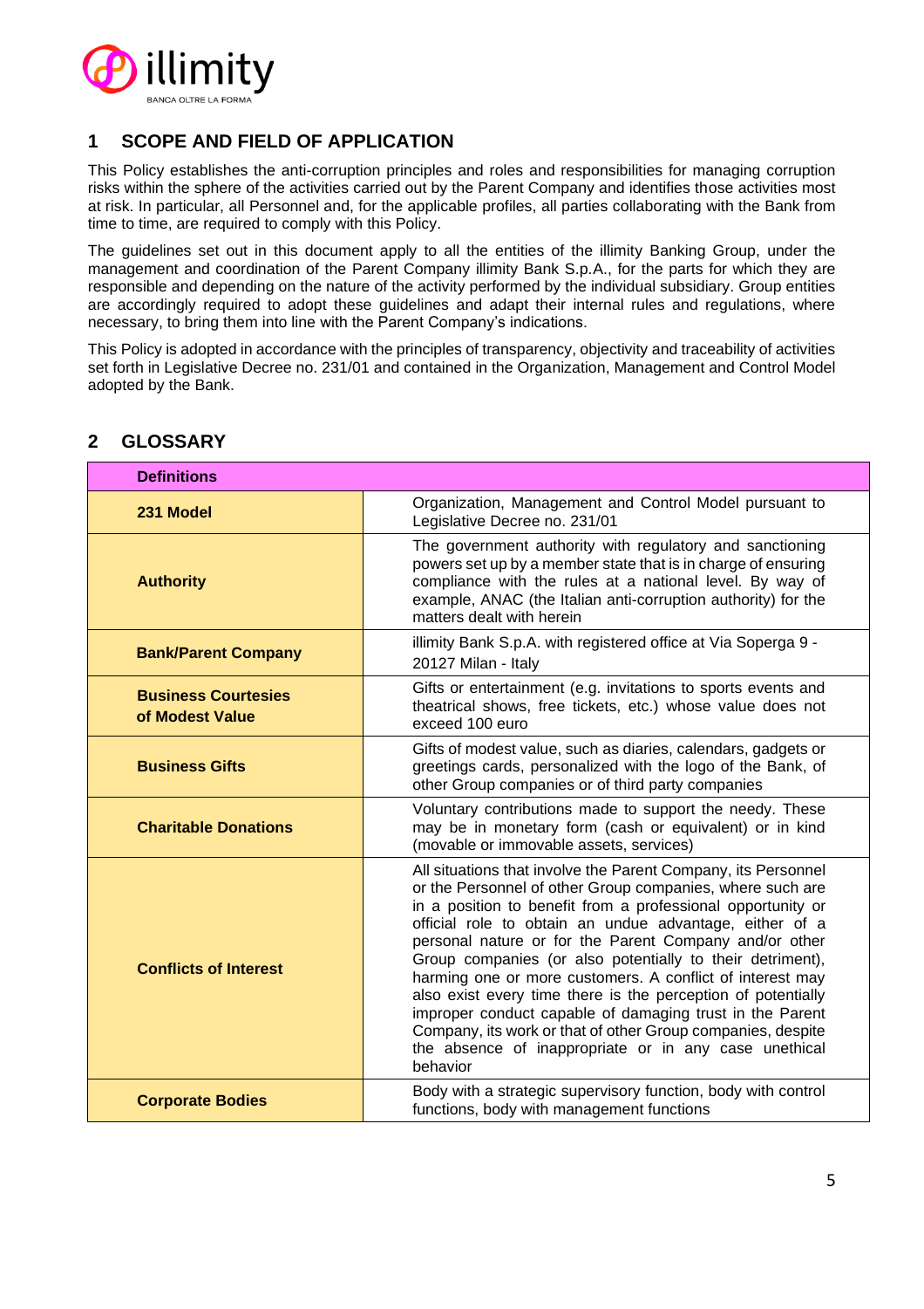## 1 SCOPE AND FIELD OF APPLICATION

This Policy establishes the anti-corruption principles and roles and responsibilities for managing corruption risks within the sphere of the activities carried out by the Parent Company and identifies those activities most at risk. In particular, all Personnel and, for the applicable profiles, all parties collaborating with the Bank from time to time, are required to comply with this Policy.

The guidelines set out in this document apply to all the entities of the illimity Banking Group, under the management and coordination of the Parent Company illimity Bank S.p.A., for the parts for which they are responsible and depending on the nature of the activity performed by the individual subsidiary. Group entities are accordingly required to adopt these guidelines and adapt their internal rules and regulations, where necessary, to bring them into line with the Parent Company's indications.

This Policy is adopted in accordance with the principles of transparency, objectivity and traceability of activities set forth in Legislative Decree no. 231/01 and contained in the Organization, Management and Control Model adopted by the Bank.

## 2 GLOSSARY

| Definitions | |
|---|---|
| **231 Model** | Organization, Management and Control Model pursuant to Legislative Decree no. 231/01 |
| **Authority** | The government authority with regulatory and sanctioning powers set up by a member state that is in charge of ensuring compliance with the rules at a national level. By way of example, ANAC (the Italian anti-corruption authority) for the matters dealt with herein |
| **Bank/Parent Company** | illimity Bank S.p.A. with registered office at Via Soperga 9 - 20127 Milan - Italy |
| **Business Courtesies of Modest Value** | Gifts or entertainment (e.g. invitations to sports events and theatrical shows, free tickets, etc.) whose value does not exceed 100 euro |
| **Business Gifts** | Gifts of modest value, such as diaries, calendars, gadgets or greetings cards, personalized with the logo of the Bank, of other Group companies or of third party companies |
| **Charitable Donations** | Voluntary contributions made to support the needy. These may be in monetary form (cash or equivalent) or in kind (movable or immovable assets, services) |
| **Conflicts of Interest** | All situations that involve the Parent Company, its Personnel or the Personnel of other Group companies, where such are in a position to benefit from a professional opportunity or official role to obtain an undue advantage, either of a personal nature or for the Parent Company and/or other Group companies (or also potentially to their detriment), harming one or more customers. A conflict of interest may also exist every time there is the perception of potentially improper conduct capable of damaging trust in the Parent Company, its work or that of other Group companies, despite the absence of inappropriate or in any case unethical behavior |
| **Corporate Bodies** | Body with a strategic supervisory function, body with control functions, body with management functions |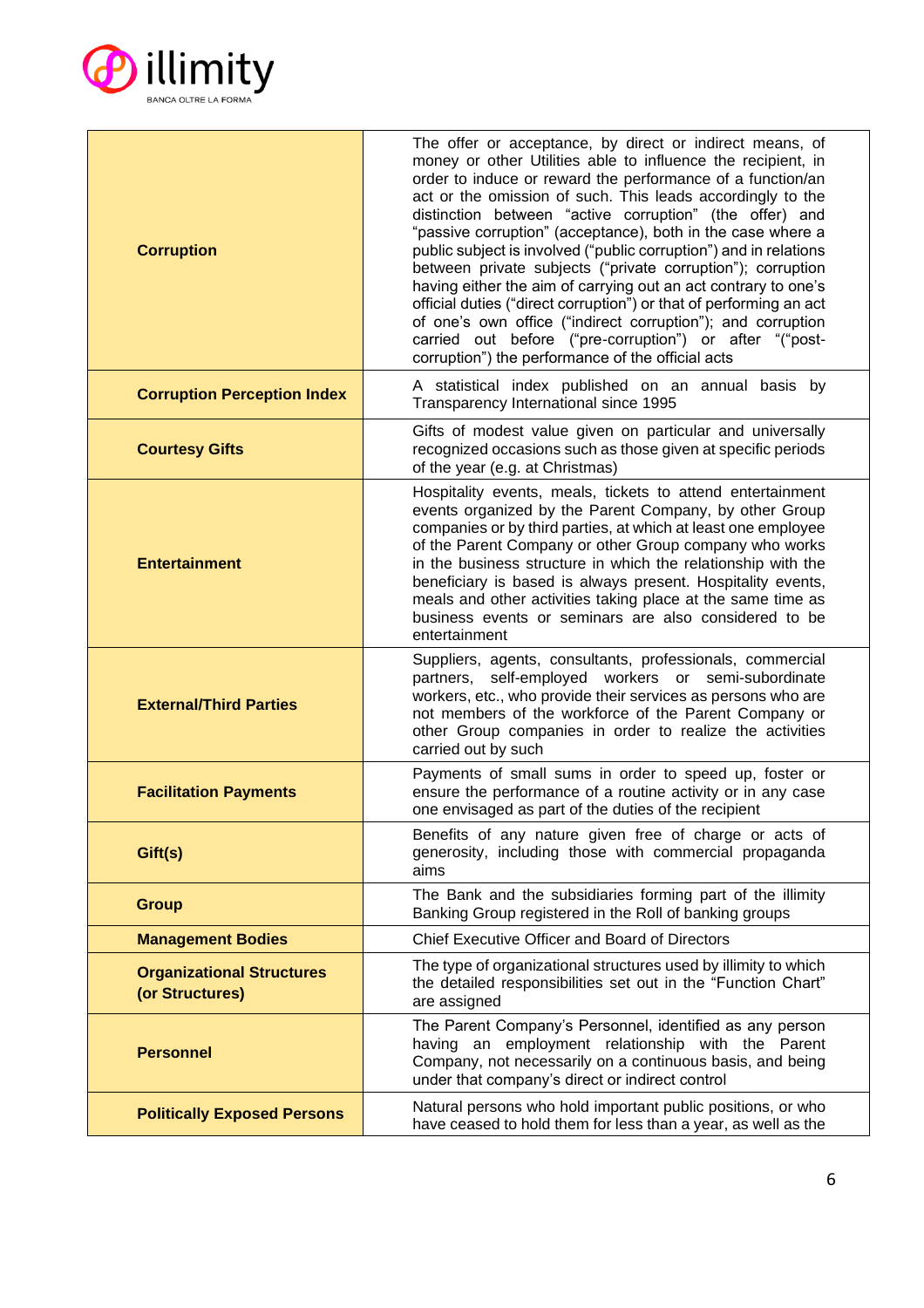| | |
|---|---|
| **Corruption** | The offer or acceptance, by direct or indirect means, of money or other Utilities able to influence the recipient, in order to induce or reward the performance of a function/an act or the omission of such. This leads accordingly to the distinction between "active corruption" (the offer) and "passive corruption" (acceptance), both in the case where a public subject is involved ("public corruption") and in relations between private subjects ("private corruption"); corruption having either the aim of carrying out an act contrary to one's official duties ("direct corruption") or that of performing an act of one's own office ("indirect corruption"); and corruption carried out before ("pre-corruption") or after "("post-corruption") the performance of the official acts |
| **Corruption Perception Index** | A statistical index published on an annual basis by Transparency International since 1995 |
| **Courtesy Gifts** | Gifts of modest value given on particular and universally recognized occasions such as those given at specific periods of the year (e.g. at Christmas) |
| **Entertainment** | Hospitality events, meals, tickets to attend entertainment events organized by the Parent Company, by other Group companies or by third parties, at which at least one employee of the Parent Company or other Group company who works in the business structure in which the relationship with the beneficiary is based is always present. Hospitality events, meals and other activities taking place at the same time as business events or seminars are also considered to be entertainment |
| **External/Third Parties** | Suppliers, agents, consultants, professionals, commercial partners, self-employed workers or semi-subordinate workers, etc., who provide their services as persons who are not members of the workforce of the Parent Company or other Group companies in order to realize the activities carried out by such |
| **Facilitation Payments** | Payments of small sums in order to speed up, foster or ensure the performance of a routine activity or in any case one envisaged as part of the duties of the recipient |
| **Gift(s)** | Benefits of any nature given free of charge or acts of generosity, including those with commercial propaganda aims |
| **Group** | The Bank and the subsidiaries forming part of the illimity Banking Group registered in the Roll of banking groups |
| **Management Bodies** | Chief Executive Officer and Board of Directors |
| **Organizational Structures (or Structures)** | The type of organizational structures used by illimity to which the detailed responsibilities set out in the "Function Chart" are assigned |
| **Personnel** | The Parent Company's Personnel, identified as any person having an employment relationship with the Parent Company, not necessarily on a continuous basis, and being under that company's direct or indirect control |
| **Politically Exposed Persons** | Natural persons who hold important public positions, or who have ceased to hold them for less than a year, as well as the |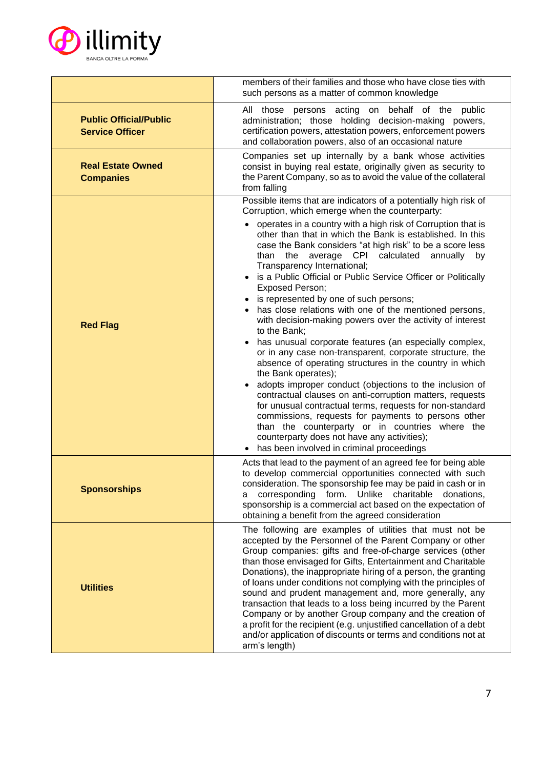| | |
|---|---|
| | members of their families and those who have close ties with such persons as a matter of common knowledge |
| **Public Official/Public Service Officer** | All those persons acting on behalf of the public administration; those holding decision-making powers, certification powers, attestation powers, enforcement powers and collaboration powers, also of an occasional nature |
| **Real Estate Owned Companies** | Companies set up internally by a bank whose activities consist in buying real estate, originally given as security to the Parent Company, so as to avoid the value of the collateral from falling |
| **Red Flag** | Possible items that are indicators of a potentially high risk of Corruption, which emerge when the counterparty:<br>• operates in a country with a high risk of Corruption that is other than that in which the Bank is established. In this case the Bank considers "at high risk" to be a score less than the average CPI calculated annually by Transparency International;<br>• is a Public Official or Public Service Officer or Politically Exposed Person;<br>• is represented by one of such persons;<br>• has close relations with one of the mentioned persons, with decision-making powers over the activity of interest to the Bank;<br>• has unusual corporate features (an especially complex, or in any case non-transparent, corporate structure, the absence of operating structures in the country in which the Bank operates);<br>• adopts improper conduct (objections to the inclusion of contractual clauses on anti-corruption matters, requests for unusual contractual terms, requests for non-standard commissions, requests for payments to persons other than the counterparty or in countries where the counterparty does not have any activities);<br>• has been involved in criminal proceedings |
| **Sponsorships** | Acts that lead to the payment of an agreed fee for being able to develop commercial opportunities connected with such consideration. The sponsorship fee may be paid in cash or in a corresponding form. Unlike charitable donations, sponsorship is a commercial act based on the expectation of obtaining a benefit from the agreed consideration |
| **Utilities** | The following are examples of utilities that must not be accepted by the Personnel of the Parent Company or other Group companies: gifts and free-of-charge services (other than those envisaged for Gifts, Entertainment and Charitable Donations), the inappropriate hiring of a person, the granting of loans under conditions not complying with the principles of sound and prudent management and, more generally, any transaction that leads to a loss being incurred by the Parent Company or by another Group company and the creation of a profit for the recipient (e.g. unjustified cancellation of a debt and/or application of discounts or terms and conditions not at arm's length) |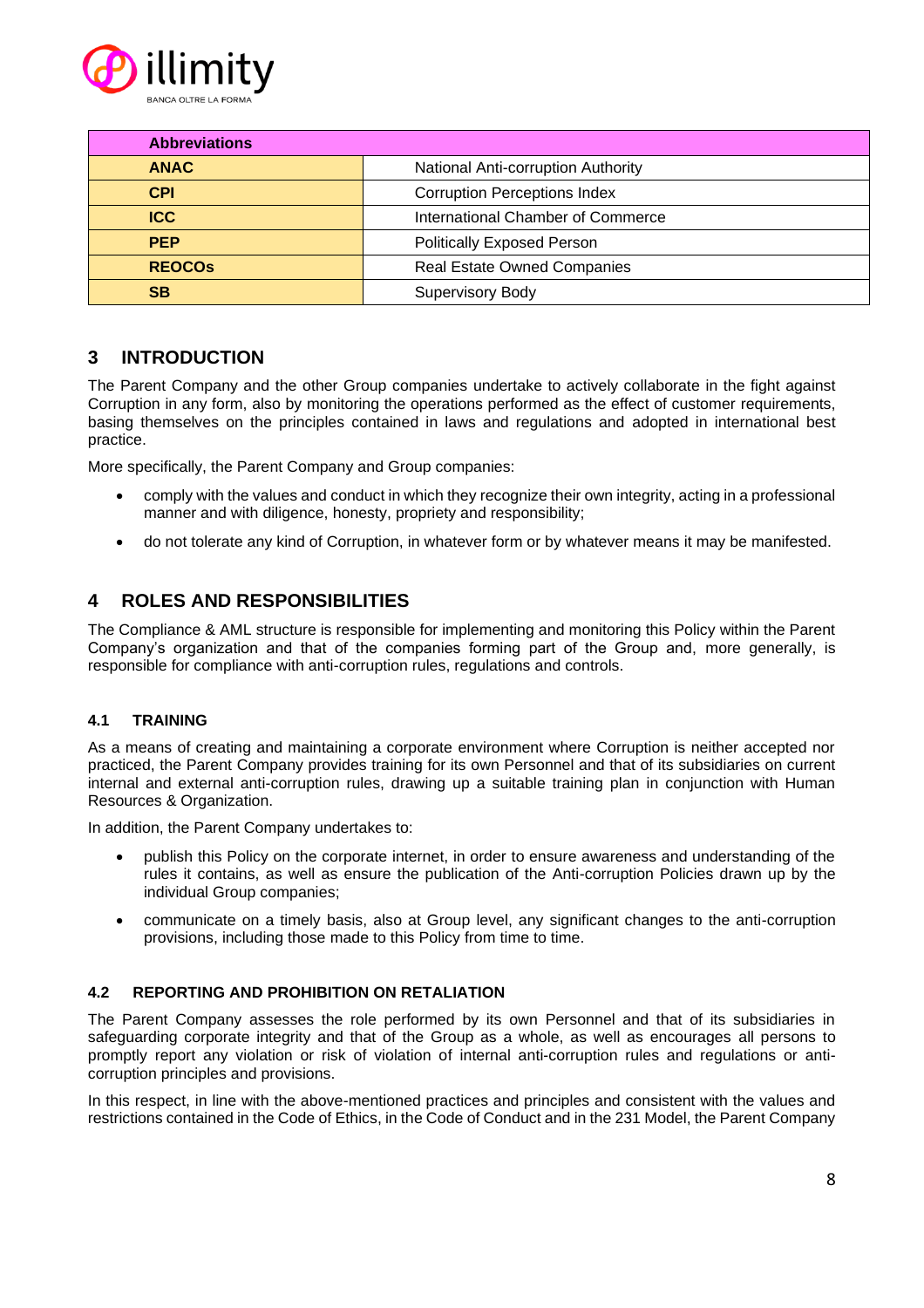| Abbreviations | |
| --- | --- |
| **ANAC** | National Anti-corruption Authority |
| **CPI** | Corruption Perceptions Index |
| **ICC** | International Chamber of Commerce |
| **PEP** | Politically Exposed Person |
| **REOCOs** | Real Estate Owned Companies |
| **SB** | Supervisory Body |

# 3 INTRODUCTION

The Parent Company and the other Group companies undertake to actively collaborate in the fight against Corruption in any form, also by monitoring the operations performed as the effect of customer requirements, basing themselves on the principles contained in laws and regulations and adopted in international best practice.

More specifically, the Parent Company and Group companies:

- comply with the values and conduct in which they recognize their own integrity, acting in a professional manner and with diligence, honesty, propriety and responsibility;
- do not tolerate any kind of Corruption, in whatever form or by whatever means it may be manifested.

# 4 ROLES AND RESPONSIBILITIES

The Compliance & AML structure is responsible for implementing and monitoring this Policy within the Parent Company's organization and that of the companies forming part of the Group and, more generally, is responsible for compliance with anti-corruption rules, regulations and controls.

## 4.1 TRAINING

As a means of creating and maintaining a corporate environment where Corruption is neither accepted nor practiced, the Parent Company provides training for its own Personnel and that of its subsidiaries on current internal and external anti-corruption rules, drawing up a suitable training plan in conjunction with Human Resources & Organization.

In addition, the Parent Company undertakes to:

- publish this Policy on the corporate internet, in order to ensure awareness and understanding of the rules it contains, as well as ensure the publication of the Anti-corruption Policies drawn up by the individual Group companies;
- communicate on a timely basis, also at Group level, any significant changes to the anti-corruption provisions, including those made to this Policy from time to time.

## 4.2 REPORTING AND PROHIBITION ON RETALIATION

The Parent Company assesses the role performed by its own Personnel and that of its subsidiaries in safeguarding corporate integrity and that of the Group as a whole, as well as encourages all persons to promptly report any violation or risk of violation of internal anti-corruption rules and regulations or anti-corruption principles and provisions.

In this respect, in line with the above-mentioned practices and principles and consistent with the values and restrictions contained in the Code of Ethics, in the Code of Conduct and in the 231 Model, the Parent Company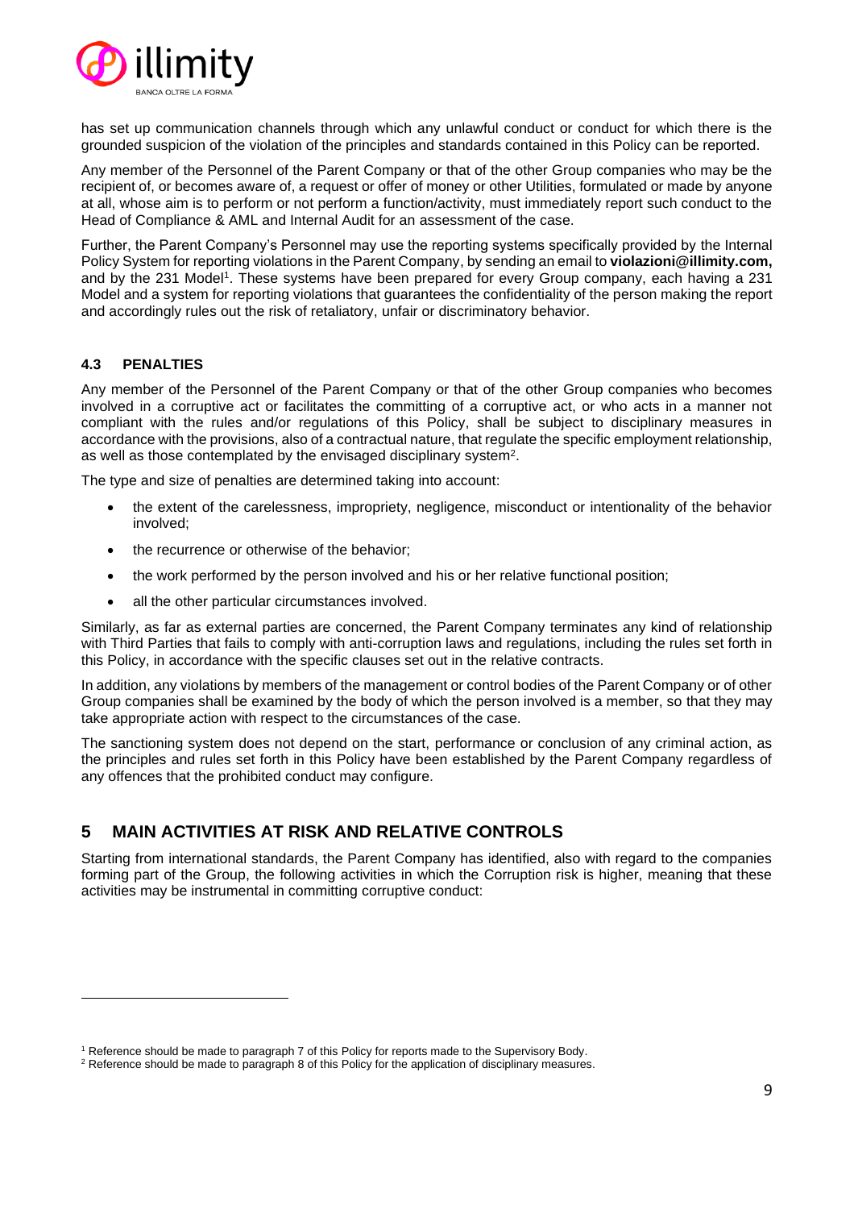has set up communication channels through which any unlawful conduct or conduct for which there is the grounded suspicion of the violation of the principles and standards contained in this Policy can be reported.

Any member of the Personnel of the Parent Company or that of the other Group companies who may be the recipient of, or becomes aware of, a request or offer of money or other Utilities, formulated or made by anyone at all, whose aim is to perform or not perform a function/activity, must immediately report such conduct to the Head of Compliance & AML and Internal Audit for an assessment of the case.

Further, the Parent Company's Personnel may use the reporting systems specifically provided by the Internal Policy System for reporting violations in the Parent Company, by sending an email to **violazioni@illimity.com,** and by the 231 Model[1]. These systems have been prepared for every Group company, each having a 231 Model and a system for reporting violations that guarantees the confidentiality of the person making the report and accordingly rules out the risk of retaliatory, unfair or discriminatory behavior.

### 4.3 PENALTIES

Any member of the Personnel of the Parent Company or that of the other Group companies who becomes involved in a corruptive act or facilitates the committing of a corruptive act, or who acts in a manner not compliant with the rules and/or regulations of this Policy, shall be subject to disciplinary measures in accordance with the provisions, also of a contractual nature, that regulate the specific employment relationship, as well as those contemplated by the envisaged disciplinary system[2].

The type and size of penalties are determined taking into account:

- the extent of the carelessness, impropriety, negligence, misconduct or intentionality of the behavior involved;
- the recurrence or otherwise of the behavior;
- the work performed by the person involved and his or her relative functional position;
- all the other particular circumstances involved.

Similarly, as far as external parties are concerned, the Parent Company terminates any kind of relationship with Third Parties that fails to comply with anti-corruption laws and regulations, including the rules set forth in this Policy, in accordance with the specific clauses set out in the relative contracts.

In addition, any violations by members of the management or control bodies of the Parent Company or of other Group companies shall be examined by the body of which the person involved is a member, so that they may take appropriate action with respect to the circumstances of the case.

The sanctioning system does not depend on the start, performance or conclusion of any criminal action, as the principles and rules set forth in this Policy have been established by the Parent Company regardless of any offences that the prohibited conduct may configure.

## 5 MAIN ACTIVITIES AT RISK AND RELATIVE CONTROLS

Starting from international standards, the Parent Company has identified, also with regard to the companies forming part of the Group, the following activities in which the Corruption risk is higher, meaning that these activities may be instrumental in committing corruptive conduct:

---

[1] Reference should be made to paragraph 7 of this Policy for reports made to the Supervisory Body.

[2] Reference should be made to paragraph 8 of this Policy for the application of disciplinary measures.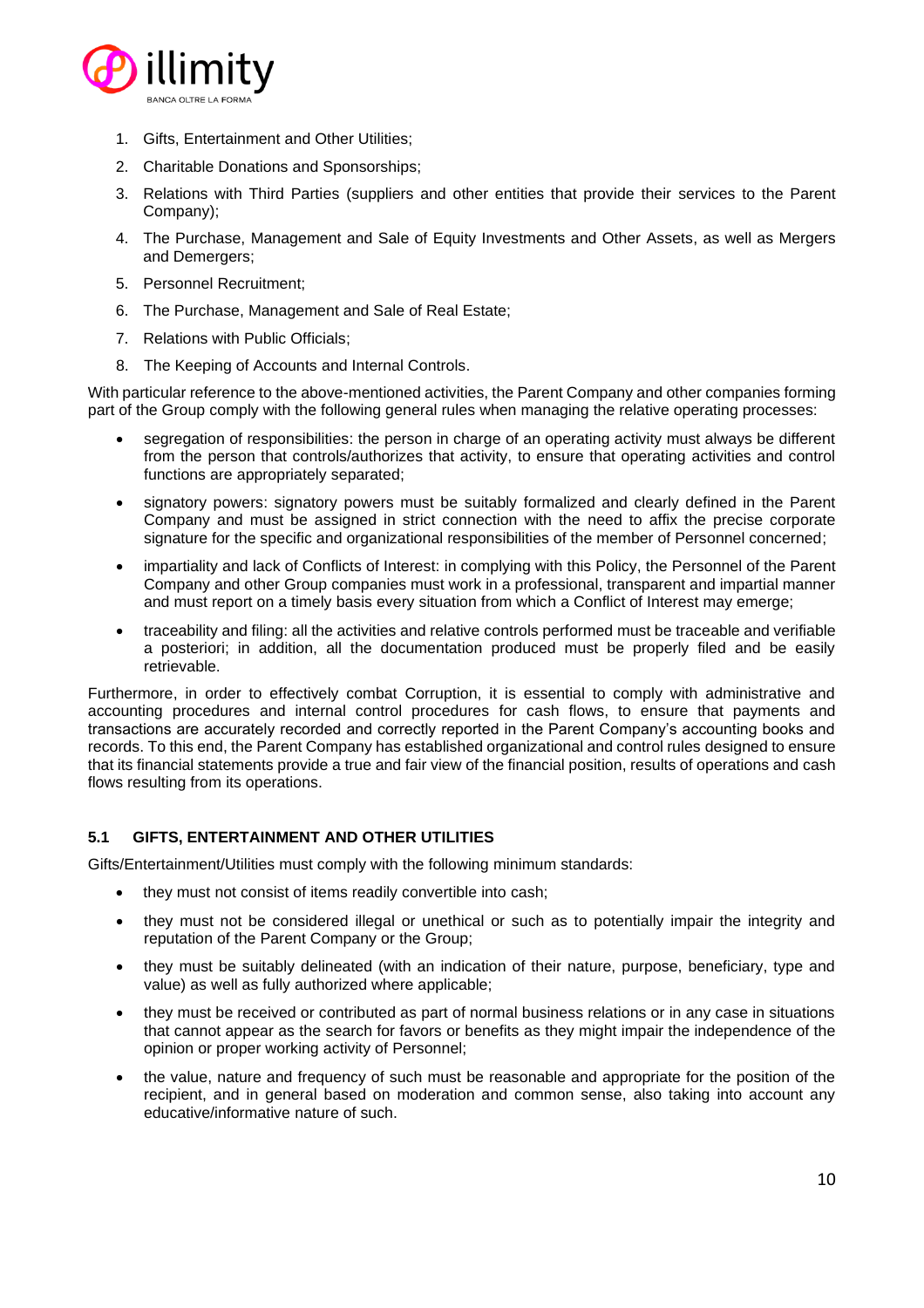1. Gifts, Entertainment and Other Utilities;
2. Charitable Donations and Sponsorships;
3. Relations with Third Parties (suppliers and other entities that provide their services to the Parent Company);
4. The Purchase, Management and Sale of Equity Investments and Other Assets, as well as Mergers and Demergers;
5. Personnel Recruitment;
6. The Purchase, Management and Sale of Real Estate;
7. Relations with Public Officials;
8. The Keeping of Accounts and Internal Controls.

With particular reference to the above-mentioned activities, the Parent Company and other companies forming part of the Group comply with the following general rules when managing the relative operating processes:

- segregation of responsibilities: the person in charge of an operating activity must always be different from the person that controls/authorizes that activity, to ensure that operating activities and control functions are appropriately separated;
- signatory powers: signatory powers must be suitably formalized and clearly defined in the Parent Company and must be assigned in strict connection with the need to affix the precise corporate signature for the specific and organizational responsibilities of the member of Personnel concerned;
- impartiality and lack of Conflicts of Interest: in complying with this Policy, the Personnel of the Parent Company and other Group companies must work in a professional, transparent and impartial manner and must report on a timely basis every situation from which a Conflict of Interest may emerge;
- traceability and filing: all the activities and relative controls performed must be traceable and verifiable a posteriori; in addition, all the documentation produced must be properly filed and be easily retrievable.

Furthermore, in order to effectively combat Corruption, it is essential to comply with administrative and accounting procedures and internal control procedures for cash flows, to ensure that payments and transactions are accurately recorded and correctly reported in the Parent Company's accounting books and records. To this end, the Parent Company has established organizational and control rules designed to ensure that its financial statements provide a true and fair view of the financial position, results of operations and cash flows resulting from its operations.

### 5.1 GIFTS, ENTERTAINMENT AND OTHER UTILITIES

Gifts/Entertainment/Utilities must comply with the following minimum standards:

- they must not consist of items readily convertible into cash;
- they must not be considered illegal or unethical or such as to potentially impair the integrity and reputation of the Parent Company or the Group;
- they must be suitably delineated (with an indication of their nature, purpose, beneficiary, type and value) as well as fully authorized where applicable;
- they must be received or contributed as part of normal business relations or in any case in situations that cannot appear as the search for favors or benefits as they might impair the independence of the opinion or proper working activity of Personnel;
- the value, nature and frequency of such must be reasonable and appropriate for the position of the recipient, and in general based on moderation and common sense, also taking into account any educative/informative nature of such.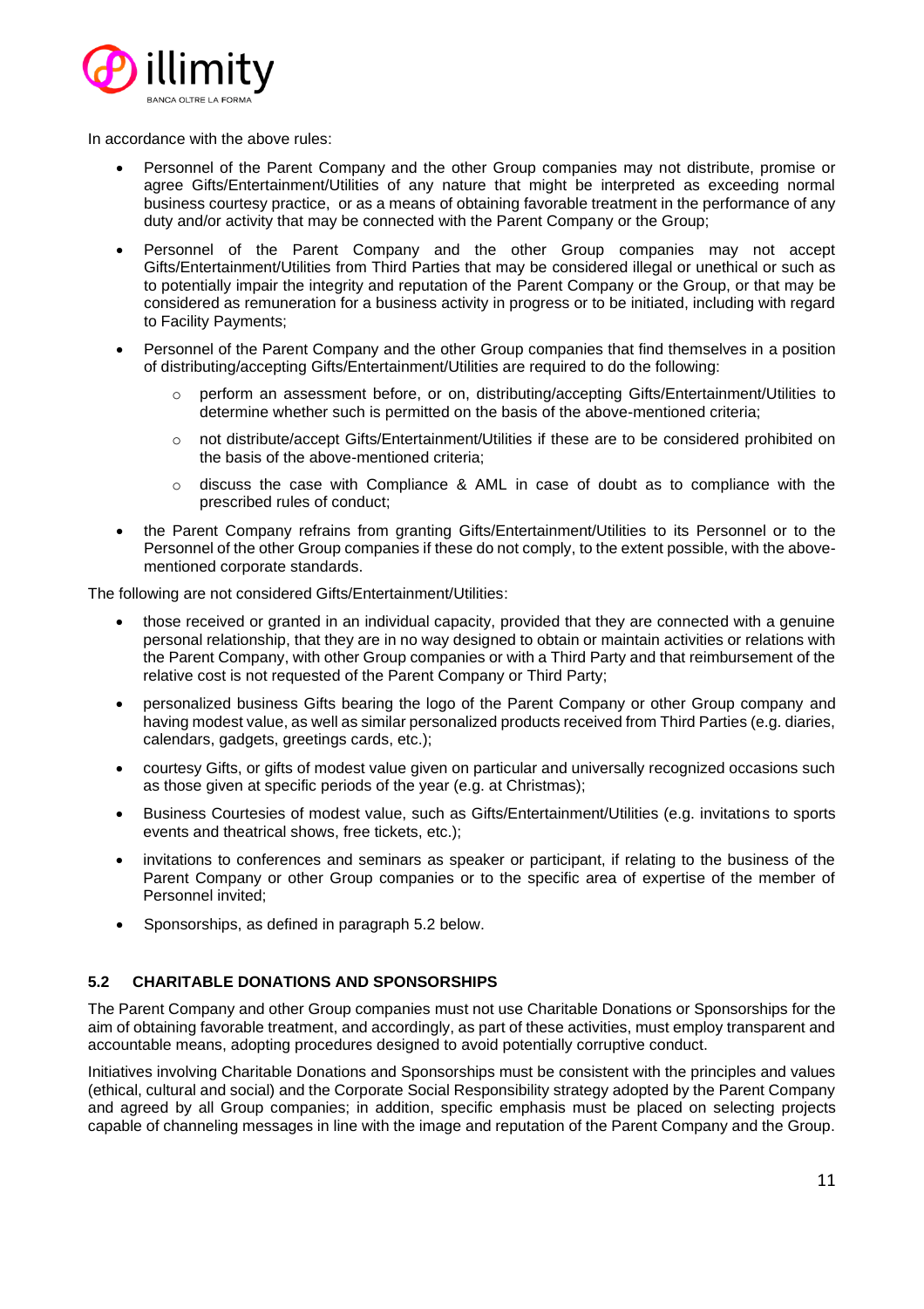In accordance with the above rules:

- Personnel of the Parent Company and the other Group companies may not distribute, promise or agree Gifts/Entertainment/Utilities of any nature that might be interpreted as exceeding normal business courtesy practice, or as a means of obtaining favorable treatment in the performance of any duty and/or activity that may be connected with the Parent Company or the Group;
- Personnel of the Parent Company and the other Group companies may not accept Gifts/Entertainment/Utilities from Third Parties that may be considered illegal or unethical or such as to potentially impair the integrity and reputation of the Parent Company or the Group, or that may be considered as remuneration for a business activity in progress or to be initiated, including with regard to Facility Payments;
- Personnel of the Parent Company and the other Group companies that find themselves in a position of distributing/accepting Gifts/Entertainment/Utilities are required to do the following:
  - perform an assessment before, or on, distributing/accepting Gifts/Entertainment/Utilities to determine whether such is permitted on the basis of the above-mentioned criteria;
  - not distribute/accept Gifts/Entertainment/Utilities if these are to be considered prohibited on the basis of the above-mentioned criteria;
  - discuss the case with Compliance & AML in case of doubt as to compliance with the prescribed rules of conduct;
- the Parent Company refrains from granting Gifts/Entertainment/Utilities to its Personnel or to the Personnel of the other Group companies if these do not comply, to the extent possible, with the above-mentioned corporate standards.

The following are not considered Gifts/Entertainment/Utilities:

- those received or granted in an individual capacity, provided that they are connected with a genuine personal relationship, that they are in no way designed to obtain or maintain activities or relations with the Parent Company, with other Group companies or with a Third Party and that reimbursement of the relative cost is not requested of the Parent Company or Third Party;
- personalized business Gifts bearing the logo of the Parent Company or other Group company and having modest value, as well as similar personalized products received from Third Parties (e.g. diaries, calendars, gadgets, greetings cards, etc.);
- courtesy Gifts, or gifts of modest value given on particular and universally recognized occasions such as those given at specific periods of the year (e.g. at Christmas);
- Business Courtesies of modest value, such as Gifts/Entertainment/Utilities (e.g. invitations to sports events and theatrical shows, free tickets, etc.);
- invitations to conferences and seminars as speaker or participant, if relating to the business of the Parent Company or other Group companies or to the specific area of expertise of the member of Personnel invited;
- Sponsorships, as defined in paragraph 5.2 below.

## 5.2 CHARITABLE DONATIONS AND SPONSORSHIPS

The Parent Company and other Group companies must not use Charitable Donations or Sponsorships for the aim of obtaining favorable treatment, and accordingly, as part of these activities, must employ transparent and accountable means, adopting procedures designed to avoid potentially corruptive conduct.

Initiatives involving Charitable Donations and Sponsorships must be consistent with the principles and values (ethical, cultural and social) and the Corporate Social Responsibility strategy adopted by the Parent Company and agreed by all Group companies; in addition, specific emphasis must be placed on selecting projects capable of channeling messages in line with the image and reputation of the Parent Company and the Group.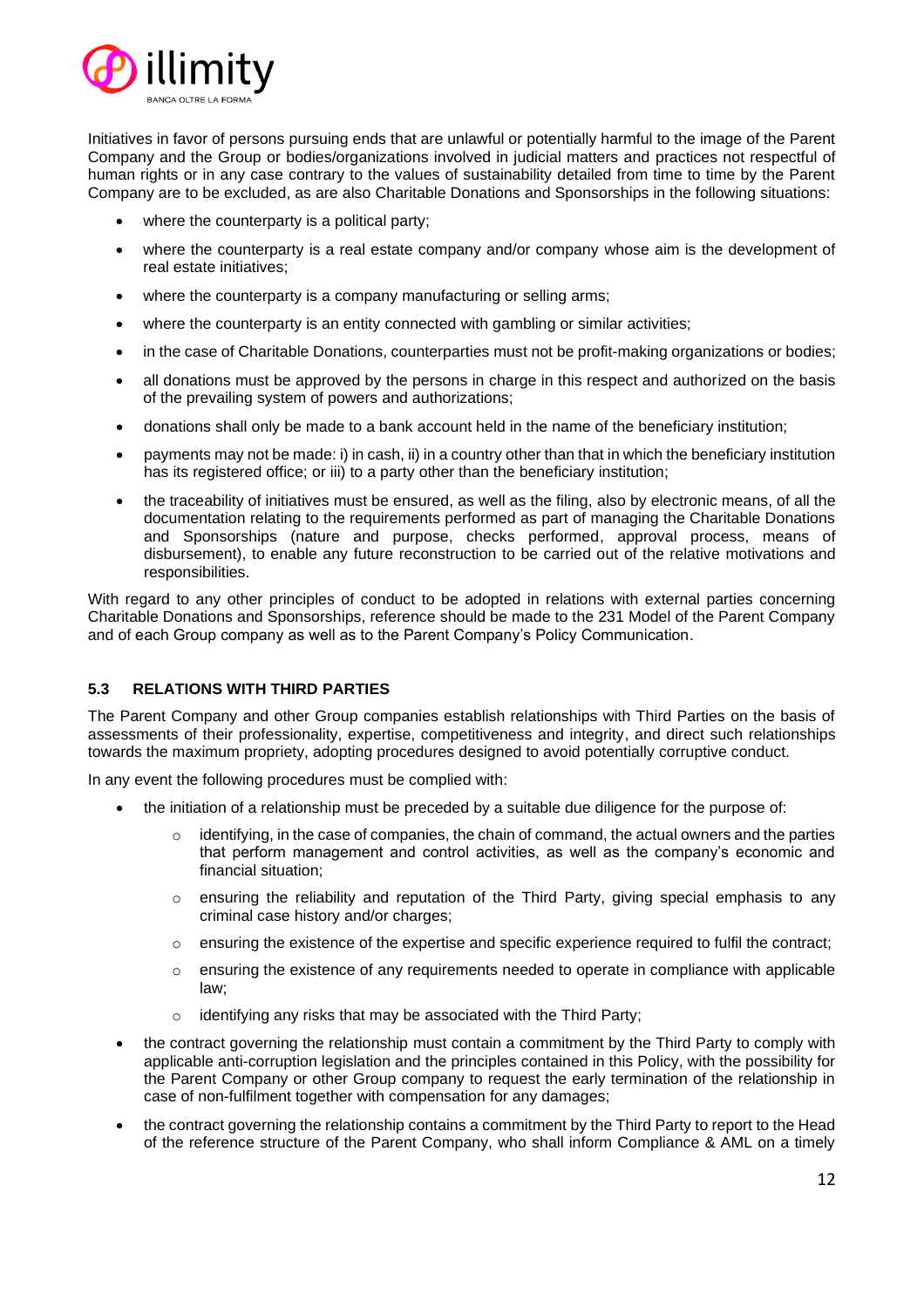Initiatives in favor of persons pursuing ends that are unlawful or potentially harmful to the image of the Parent Company and the Group or bodies/organizations involved in judicial matters and practices not respectful of human rights or in any case contrary to the values of sustainability detailed from time to time by the Parent Company are to be excluded, as are also Charitable Donations and Sponsorships in the following situations:

- where the counterparty is a political party;
- where the counterparty is a real estate company and/or company whose aim is the development of real estate initiatives;
- where the counterparty is a company manufacturing or selling arms;
- where the counterparty is an entity connected with gambling or similar activities;
- in the case of Charitable Donations, counterparties must not be profit-making organizations or bodies;
- all donations must be approved by the persons in charge in this respect and authorized on the basis of the prevailing system of powers and authorizations;
- donations shall only be made to a bank account held in the name of the beneficiary institution;
- payments may not be made: i) in cash, ii) in a country other than that in which the beneficiary institution has its registered office; or iii) to a party other than the beneficiary institution;
- the traceability of initiatives must be ensured, as well as the filing, also by electronic means, of all the documentation relating to the requirements performed as part of managing the Charitable Donations and Sponsorships (nature and purpose, checks performed, approval process, means of disbursement), to enable any future reconstruction to be carried out of the relative motivations and responsibilities.

With regard to any other principles of conduct to be adopted in relations with external parties concerning Charitable Donations and Sponsorships, reference should be made to the 231 Model of the Parent Company and of each Group company as well as to the Parent Company's Policy Communication.

### 5.3 RELATIONS WITH THIRD PARTIES

The Parent Company and other Group companies establish relationships with Third Parties on the basis of assessments of their professionality, expertise, competitiveness and integrity, and direct such relationships towards the maximum propriety, adopting procedures designed to avoid potentially corruptive conduct.

In any event the following procedures must be complied with:

- the initiation of a relationship must be preceded by a suitable due diligence for the purpose of:
  - identifying, in the case of companies, the chain of command, the actual owners and the parties that perform management and control activities, as well as the company's economic and financial situation;
  - ensuring the reliability and reputation of the Third Party, giving special emphasis to any criminal case history and/or charges;
  - ensuring the existence of the expertise and specific experience required to fulfil the contract;
  - ensuring the existence of any requirements needed to operate in compliance with applicable law;
  - identifying any risks that may be associated with the Third Party;
- the contract governing the relationship must contain a commitment by the Third Party to comply with applicable anti-corruption legislation and the principles contained in this Policy, with the possibility for the Parent Company or other Group company to request the early termination of the relationship in case of non-fulfilment together with compensation for any damages;
- the contract governing the relationship contains a commitment by the Third Party to report to the Head of the reference structure of the Parent Company, who shall inform Compliance & AML on a timely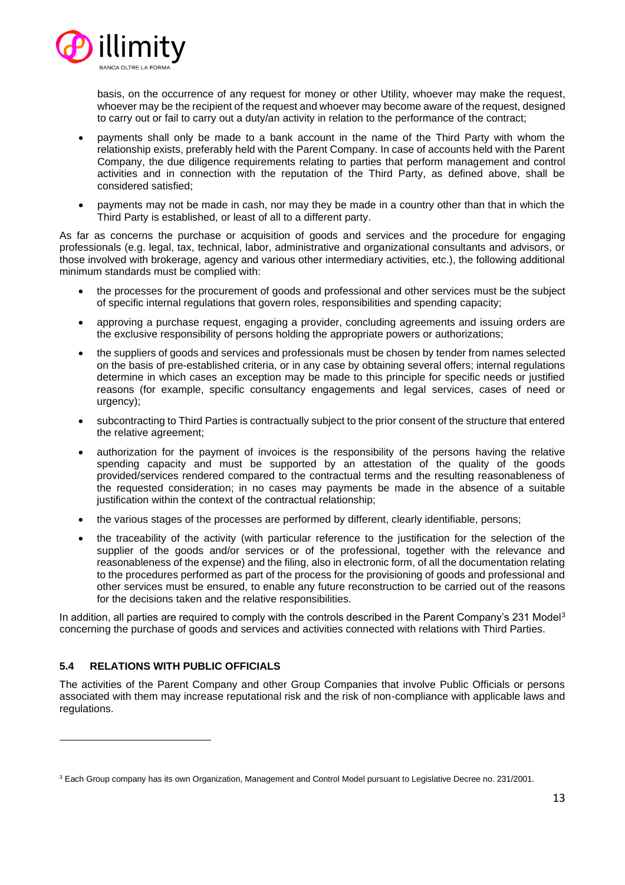basis, on the occurrence of any request for money or other Utility, whoever may make the request, whoever may be the recipient of the request and whoever may become aware of the request, designed to carry out or fail to carry out a duty/an activity in relation to the performance of the contract;

- payments shall only be made to a bank account in the name of the Third Party with whom the relationship exists, preferably held with the Parent Company. In case of accounts held with the Parent Company, the due diligence requirements relating to parties that perform management and control activities and in connection with the reputation of the Third Party, as defined above, shall be considered satisfied;
- payments may not be made in cash, nor may they be made in a country other than that in which the Third Party is established, or least of all to a different party.

As far as concerns the purchase or acquisition of goods and services and the procedure for engaging professionals (e.g. legal, tax, technical, labor, administrative and organizational consultants and advisors, or those involved with brokerage, agency and various other intermediary activities, etc.), the following additional minimum standards must be complied with:

- the processes for the procurement of goods and professional and other services must be the subject of specific internal regulations that govern roles, responsibilities and spending capacity;
- approving a purchase request, engaging a provider, concluding agreements and issuing orders are the exclusive responsibility of persons holding the appropriate powers or authorizations;
- the suppliers of goods and services and professionals must be chosen by tender from names selected on the basis of pre-established criteria, or in any case by obtaining several offers; internal regulations determine in which cases an exception may be made to this principle for specific needs or justified reasons (for example, specific consultancy engagements and legal services, cases of need or urgency);
- subcontracting to Third Parties is contractually subject to the prior consent of the structure that entered the relative agreement;
- authorization for the payment of invoices is the responsibility of the persons having the relative spending capacity and must be supported by an attestation of the quality of the goods provided/services rendered compared to the contractual terms and the resulting reasonableness of the requested consideration; in no cases may payments be made in the absence of a suitable justification within the context of the contractual relationship;
- the various stages of the processes are performed by different, clearly identifiable, persons;
- the traceability of the activity (with particular reference to the justification for the selection of the supplier of the goods and/or services or of the professional, together with the relevance and reasonableness of the expense) and the filing, also in electronic form, of all the documentation relating to the procedures performed as part of the process for the provisioning of goods and professional and other services must be ensured, to enable any future reconstruction to be carried out of the reasons for the decisions taken and the relative responsibilities.

In addition, all parties are required to comply with the controls described in the Parent Company's 231 Model[3] concerning the purchase of goods and services and activities connected with relations with Third Parties.

### 5.4 RELATIONS WITH PUBLIC OFFICIALS

The activities of the Parent Company and other Group Companies that involve Public Officials or persons associated with them may increase reputational risk and the risk of non-compliance with applicable laws and regulations.

[3] Each Group company has its own Organization, Management and Control Model pursuant to Legislative Decree no. 231/2001.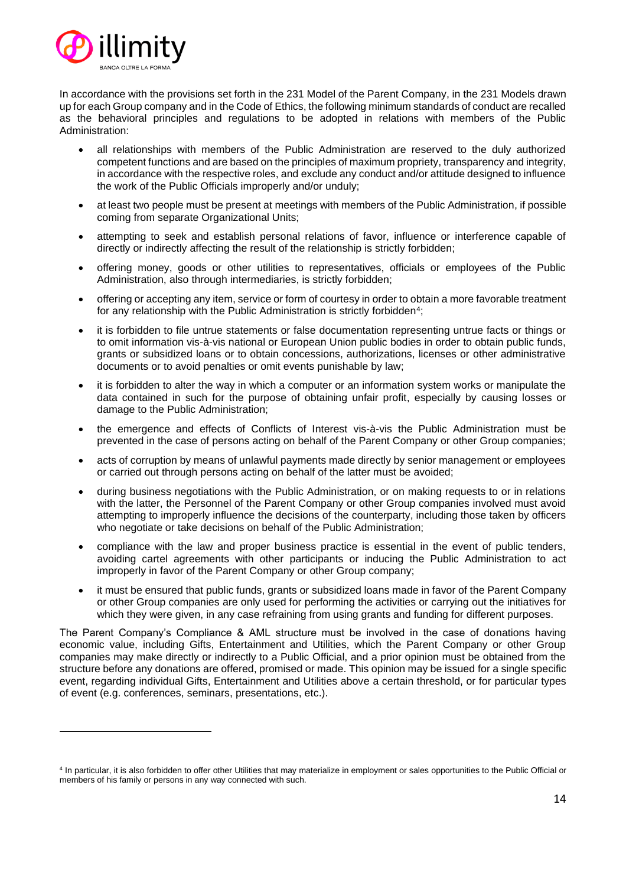In accordance with the provisions set forth in the 231 Model of the Parent Company, in the 231 Models drawn up for each Group company and in the Code of Ethics, the following minimum standards of conduct are recalled as the behavioral principles and regulations to be adopted in relations with members of the Public Administration:

- all relationships with members of the Public Administration are reserved to the duly authorized competent functions and are based on the principles of maximum propriety, transparency and integrity, in accordance with the respective roles, and exclude any conduct and/or attitude designed to influence the work of the Public Officials improperly and/or unduly;
- at least two people must be present at meetings with members of the Public Administration, if possible coming from separate Organizational Units;
- attempting to seek and establish personal relations of favor, influence or interference capable of directly or indirectly affecting the result of the relationship is strictly forbidden;
- offering money, goods or other utilities to representatives, officials or employees of the Public Administration, also through intermediaries, is strictly forbidden;
- offering or accepting any item, service or form of courtesy in order to obtain a more favorable treatment for any relationship with the Public Administration is strictly forbidden[4];
- it is forbidden to file untrue statements or false documentation representing untrue facts or things or to omit information vis-à-vis national or European Union public bodies in order to obtain public funds, grants or subsidized loans or to obtain concessions, authorizations, licenses or other administrative documents or to avoid penalties or omit events punishable by law;
- it is forbidden to alter the way in which a computer or an information system works or manipulate the data contained in such for the purpose of obtaining unfair profit, especially by causing losses or damage to the Public Administration;
- the emergence and effects of Conflicts of Interest vis-à-vis the Public Administration must be prevented in the case of persons acting on behalf of the Parent Company or other Group companies;
- acts of corruption by means of unlawful payments made directly by senior management or employees or carried out through persons acting on behalf of the latter must be avoided;
- during business negotiations with the Public Administration, or on making requests to or in relations with the latter, the Personnel of the Parent Company or other Group companies involved must avoid attempting to improperly influence the decisions of the counterparty, including those taken by officers who negotiate or take decisions on behalf of the Public Administration;
- compliance with the law and proper business practice is essential in the event of public tenders, avoiding cartel agreements with other participants or inducing the Public Administration to act improperly in favor of the Parent Company or other Group company;
- it must be ensured that public funds, grants or subsidized loans made in favor of the Parent Company or other Group companies are only used for performing the activities or carrying out the initiatives for which they were given, in any case refraining from using grants and funding for different purposes.

The Parent Company's Compliance & AML structure must be involved in the case of donations having economic value, including Gifts, Entertainment and Utilities, which the Parent Company or other Group companies may make directly or indirectly to a Public Official, and a prior opinion must be obtained from the structure before any donations are offered, promised or made. This opinion may be issued for a single specific event, regarding individual Gifts, Entertainment and Utilities above a certain threshold, or for particular types of event (e.g. conferences, seminars, presentations, etc.).

[4] In particular, it is also forbidden to offer other Utilities that may materialize in employment or sales opportunities to the Public Official or members of his family or persons in any way connected with such.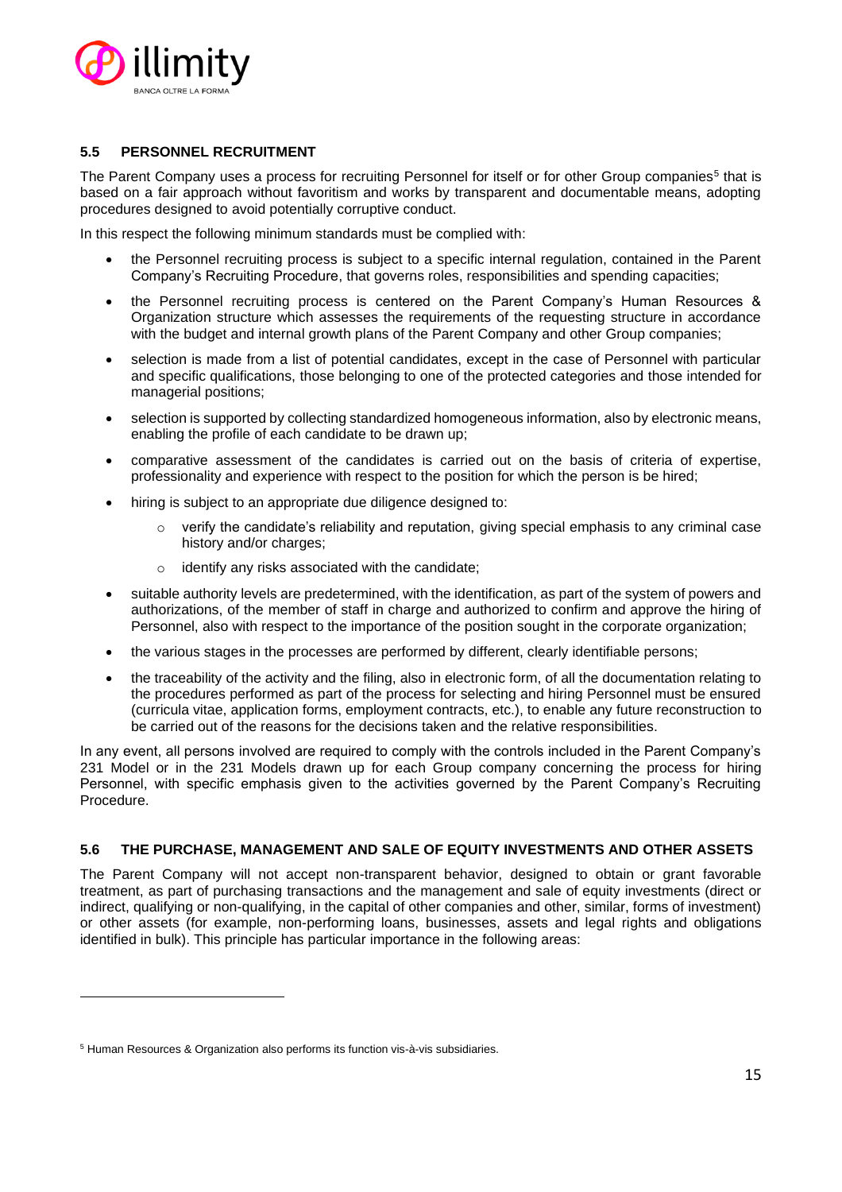## 5.5 PERSONNEL RECRUITMENT

The Parent Company uses a process for recruiting Personnel for itself or for other Group companies[5] that is based on a fair approach without favoritism and works by transparent and documentable means, adopting procedures designed to avoid potentially corruptive conduct.

In this respect the following minimum standards must be complied with:

- the Personnel recruiting process is subject to a specific internal regulation, contained in the Parent Company's Recruiting Procedure, that governs roles, responsibilities and spending capacities;
- the Personnel recruiting process is centered on the Parent Company's Human Resources & Organization structure which assesses the requirements of the requesting structure in accordance with the budget and internal growth plans of the Parent Company and other Group companies;
- selection is made from a list of potential candidates, except in the case of Personnel with particular and specific qualifications, those belonging to one of the protected categories and those intended for managerial positions;
- selection is supported by collecting standardized homogeneous information, also by electronic means, enabling the profile of each candidate to be drawn up;
- comparative assessment of the candidates is carried out on the basis of criteria of expertise, professionality and experience with respect to the position for which the person is be hired;
- hiring is subject to an appropriate due diligence designed to:
  - verify the candidate's reliability and reputation, giving special emphasis to any criminal case history and/or charges;
  - identify any risks associated with the candidate;
- suitable authority levels are predetermined, with the identification, as part of the system of powers and authorizations, of the member of staff in charge and authorized to confirm and approve the hiring of Personnel, also with respect to the importance of the position sought in the corporate organization;
- the various stages in the processes are performed by different, clearly identifiable persons;
- the traceability of the activity and the filing, also in electronic form, of all the documentation relating to the procedures performed as part of the process for selecting and hiring Personnel must be ensured (curricula vitae, application forms, employment contracts, etc.), to enable any future reconstruction to be carried out of the reasons for the decisions taken and the relative responsibilities.

In any event, all persons involved are required to comply with the controls included in the Parent Company's 231 Model or in the 231 Models drawn up for each Group company concerning the process for hiring Personnel, with specific emphasis given to the activities governed by the Parent Company's Recruiting Procedure.

## 5.6 THE PURCHASE, MANAGEMENT AND SALE OF EQUITY INVESTMENTS AND OTHER ASSETS

The Parent Company will not accept non-transparent behavior, designed to obtain or grant favorable treatment, as part of purchasing transactions and the management and sale of equity investments (direct or indirect, qualifying or non-qualifying, in the capital of other companies and other, similar, forms of investment) or other assets (for example, non-performing loans, businesses, assets and legal rights and obligations identified in bulk). This principle has particular importance in the following areas:

---

[5] Human Resources & Organization also performs its function vis-à-vis subsidiaries.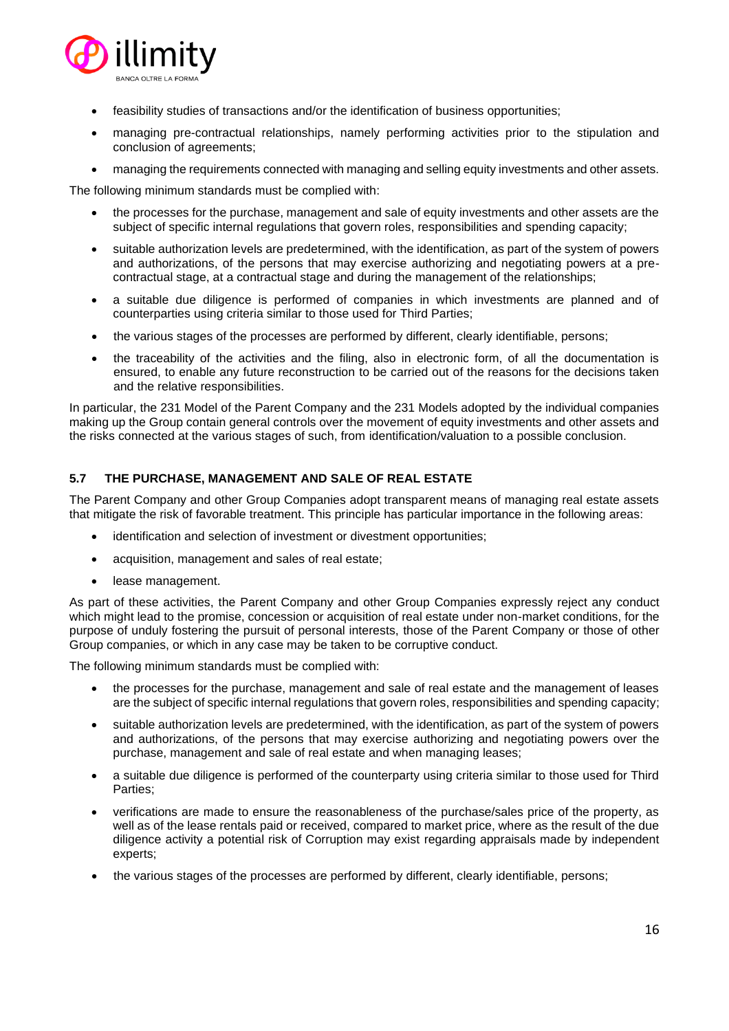- feasibility studies of transactions and/or the identification of business opportunities;
- managing pre-contractual relationships, namely performing activities prior to the stipulation and conclusion of agreements;
- managing the requirements connected with managing and selling equity investments and other assets.

The following minimum standards must be complied with:

- the processes for the purchase, management and sale of equity investments and other assets are the subject of specific internal regulations that govern roles, responsibilities and spending capacity;
- suitable authorization levels are predetermined, with the identification, as part of the system of powers and authorizations, of the persons that may exercise authorizing and negotiating powers at a pre-contractual stage, at a contractual stage and during the management of the relationships;
- a suitable due diligence is performed of companies in which investments are planned and of counterparties using criteria similar to those used for Third Parties;
- the various stages of the processes are performed by different, clearly identifiable, persons;
- the traceability of the activities and the filing, also in electronic form, of all the documentation is ensured, to enable any future reconstruction to be carried out of the reasons for the decisions taken and the relative responsibilities.

In particular, the 231 Model of the Parent Company and the 231 Models adopted by the individual companies making up the Group contain general controls over the movement of equity investments and other assets and the risks connected at the various stages of such, from identification/valuation to a possible conclusion.

### 5.7 THE PURCHASE, MANAGEMENT AND SALE OF REAL ESTATE

The Parent Company and other Group Companies adopt transparent means of managing real estate assets that mitigate the risk of favorable treatment. This principle has particular importance in the following areas:

- identification and selection of investment or divestment opportunities;
- acquisition, management and sales of real estate;
- lease management.

As part of these activities, the Parent Company and other Group Companies expressly reject any conduct which might lead to the promise, concession or acquisition of real estate under non-market conditions, for the purpose of unduly fostering the pursuit of personal interests, those of the Parent Company or those of other Group companies, or which in any case may be taken to be corruptive conduct.

The following minimum standards must be complied with:

- the processes for the purchase, management and sale of real estate and the management of leases are the subject of specific internal regulations that govern roles, responsibilities and spending capacity;
- suitable authorization levels are predetermined, with the identification, as part of the system of powers and authorizations, of the persons that may exercise authorizing and negotiating powers over the purchase, management and sale of real estate and when managing leases;
- a suitable due diligence is performed of the counterparty using criteria similar to those used for Third Parties;
- verifications are made to ensure the reasonableness of the purchase/sales price of the property, as well as of the lease rentals paid or received, compared to market price, where as the result of the due diligence activity a potential risk of Corruption may exist regarding appraisals made by independent experts;
- the various stages of the processes are performed by different, clearly identifiable, persons;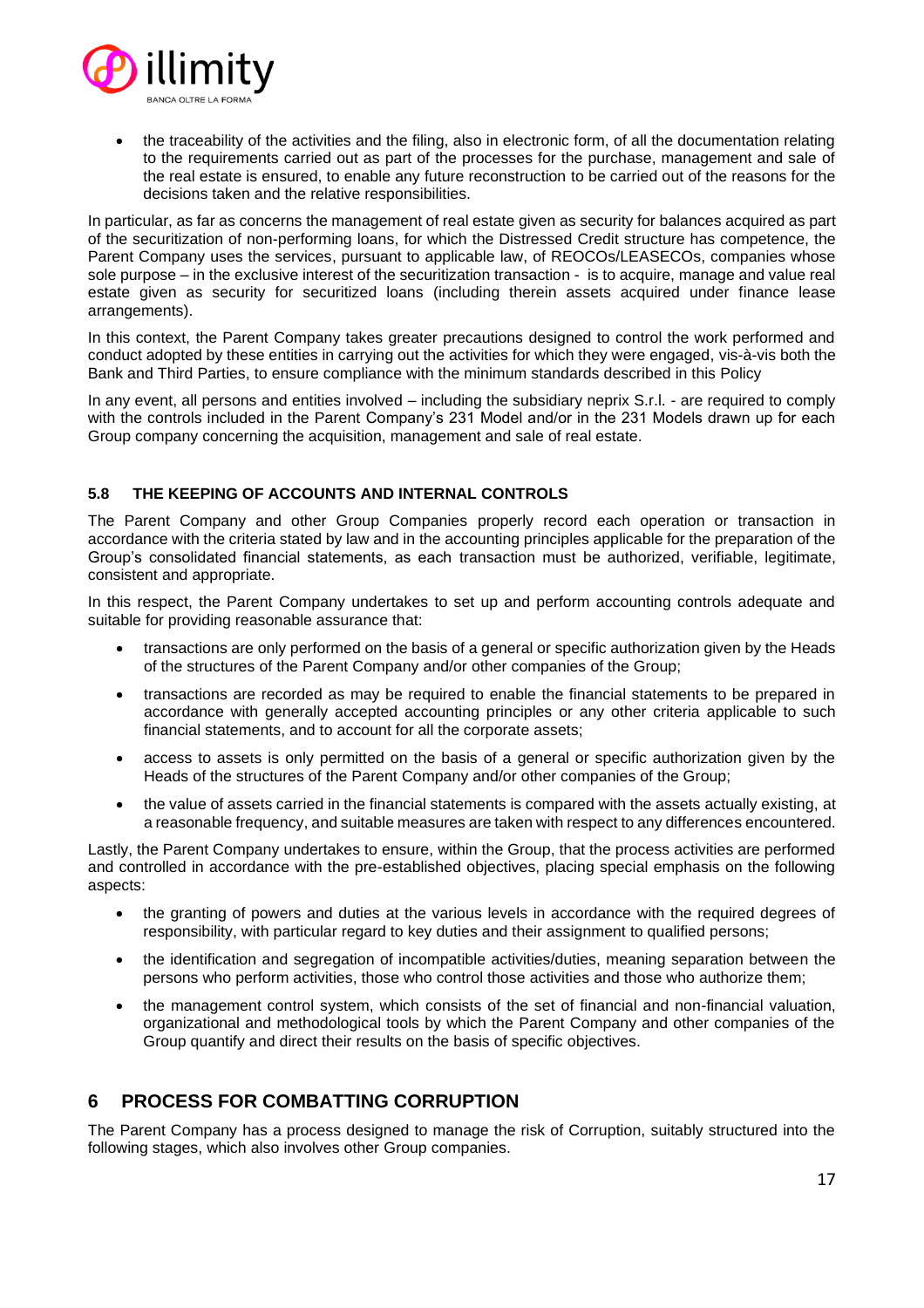- the traceability of the activities and the filing, also in electronic form, of all the documentation relating to the requirements carried out as part of the processes for the purchase, management and sale of the real estate is ensured, to enable any future reconstruction to be carried out of the reasons for the decisions taken and the relative responsibilities.

In particular, as far as concerns the management of real estate given as security for balances acquired as part of the securitization of non-performing loans, for which the Distressed Credit structure has competence, the Parent Company uses the services, pursuant to applicable law, of REOCOs/LEASECOs, companies whose sole purpose – in the exclusive interest of the securitization transaction - is to acquire, manage and value real estate given as security for securitized loans (including therein assets acquired under finance lease arrangements).

In this context, the Parent Company takes greater precautions designed to control the work performed and conduct adopted by these entities in carrying out the activities for which they were engaged, vis-à-vis both the Bank and Third Parties, to ensure compliance with the minimum standards described in this Policy

In any event, all persons and entities involved – including the subsidiary neprix S.r.l. - are required to comply with the controls included in the Parent Company's 231 Model and/or in the 231 Models drawn up for each Group company concerning the acquisition, management and sale of real estate.

### 5.8 THE KEEPING OF ACCOUNTS AND INTERNAL CONTROLS

The Parent Company and other Group Companies properly record each operation or transaction in accordance with the criteria stated by law and in the accounting principles applicable for the preparation of the Group's consolidated financial statements, as each transaction must be authorized, verifiable, legitimate, consistent and appropriate.

In this respect, the Parent Company undertakes to set up and perform accounting controls adequate and suitable for providing reasonable assurance that:

- transactions are only performed on the basis of a general or specific authorization given by the Heads of the structures of the Parent Company and/or other companies of the Group;
- transactions are recorded as may be required to enable the financial statements to be prepared in accordance with generally accepted accounting principles or any other criteria applicable to such financial statements, and to account for all the corporate assets;
- access to assets is only permitted on the basis of a general or specific authorization given by the Heads of the structures of the Parent Company and/or other companies of the Group;
- the value of assets carried in the financial statements is compared with the assets actually existing, at a reasonable frequency, and suitable measures are taken with respect to any differences encountered.

Lastly, the Parent Company undertakes to ensure, within the Group, that the process activities are performed and controlled in accordance with the pre-established objectives, placing special emphasis on the following aspects:

- the granting of powers and duties at the various levels in accordance with the required degrees of responsibility, with particular regard to key duties and their assignment to qualified persons;
- the identification and segregation of incompatible activities/duties, meaning separation between the persons who perform activities, those who control those activities and those who authorize them;
- the management control system, which consists of the set of financial and non-financial valuation, organizational and methodological tools by which the Parent Company and other companies of the Group quantify and direct their results on the basis of specific objectives.

## 6 PROCESS FOR COMBATTING CORRUPTION

The Parent Company has a process designed to manage the risk of Corruption, suitably structured into the following stages, which also involves other Group companies.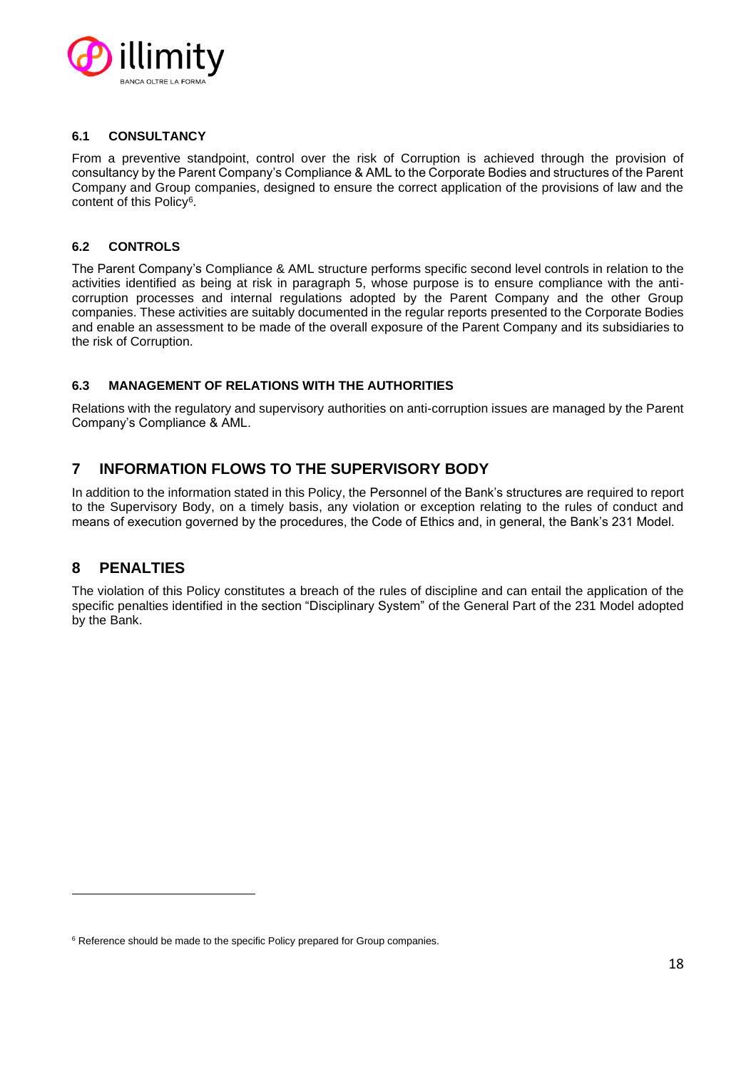### 6.1 CONSULTANCY

From a preventive standpoint, control over the risk of Corruption is achieved through the provision of consultancy by the Parent Company's Compliance & AML to the Corporate Bodies and structures of the Parent Company and Group companies, designed to ensure the correct application of the provisions of law and the content of this Policy[6].

### 6.2 CONTROLS

The Parent Company's Compliance & AML structure performs specific second level controls in relation to the activities identified as being at risk in paragraph 5, whose purpose is to ensure compliance with the anti-corruption processes and internal regulations adopted by the Parent Company and the other Group companies. These activities are suitably documented in the regular reports presented to the Corporate Bodies and enable an assessment to be made of the overall exposure of the Parent Company and its subsidiaries to the risk of Corruption.

### 6.3 MANAGEMENT OF RELATIONS WITH THE AUTHORITIES

Relations with the regulatory and supervisory authorities on anti-corruption issues are managed by the Parent Company's Compliance & AML.

## 7 INFORMATION FLOWS TO THE SUPERVISORY BODY

In addition to the information stated in this Policy, the Personnel of the Bank's structures are required to report to the Supervisory Body, on a timely basis, any violation or exception relating to the rules of conduct and means of execution governed by the procedures, the Code of Ethics and, in general, the Bank's 231 Model.

## 8 PENALTIES

The violation of this Policy constitutes a breach of the rules of discipline and can entail the application of the specific penalties identified in the section "Disciplinary System" of the General Part of the 231 Model adopted by the Bank.

---

[6] Reference should be made to the specific Policy prepared for Group companies.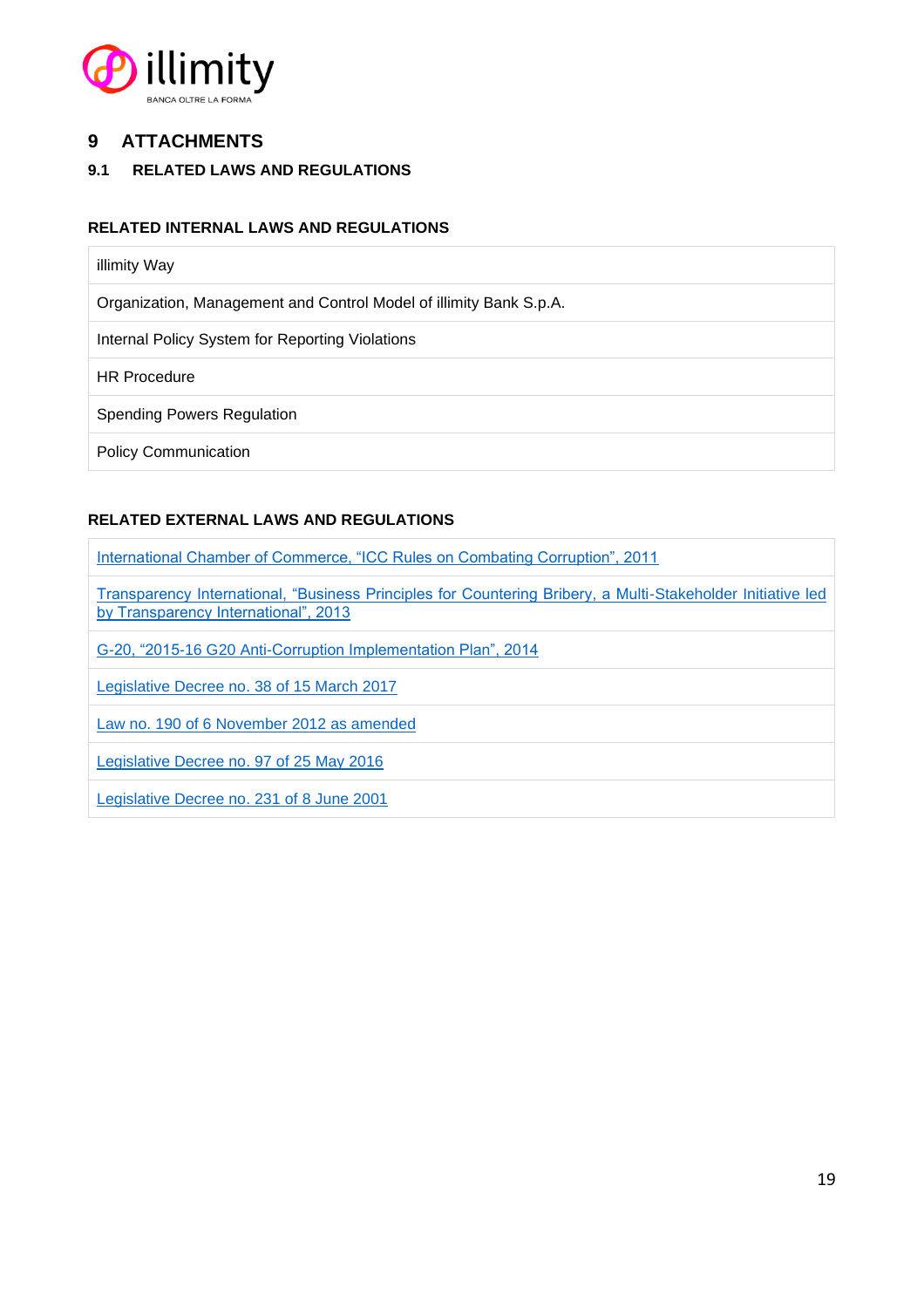# 9 ATTACHMENTS

## 9.1 RELATED LAWS AND REGULATIONS

**RELATED INTERNAL LAWS AND REGULATIONS**

| |
|---|
| illimity Way |
| Organization, Management and Control Model of illimity Bank S.p.A. |
| Internal Policy System for Reporting Violations |
| HR Procedure |
| Spending Powers Regulation |
| Policy Communication |

**RELATED EXTERNAL LAWS AND REGULATIONS**

| |
|---|
| International Chamber of Commerce, "ICC Rules on Combating Corruption", 2011 |
| Transparency International, "Business Principles for Countering Bribery, a Multi-Stakeholder Initiative led by Transparency International", 2013 |
| G-20, "2015-16 G20 Anti-Corruption Implementation Plan", 2014 |
| Legislative Decree no. 38 of 15 March 2017 |
| Law no. 190 of 6 November 2012 as amended |
| Legislative Decree no. 97 of 25 May 2016 |
| Legislative Decree no. 231 of 8 June 2001 |